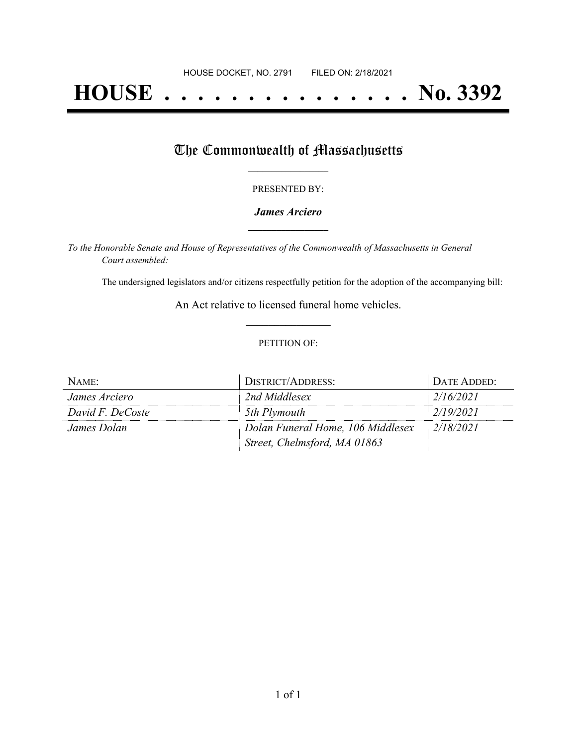HOUSE DOCKET, NO. 2791 FILED ON: 2/18/2021

# HOUSE . . . . . . . . . . . . . . . No. 3392

## The Commonwealth of Massachusetts

PRESENTED BY:

***James Arciero***

*To the Honorable Senate and House of Representatives of the Commonwealth of Massachusetts in General Court assembled:*

The undersigned legislators and/or citizens respectfully petition for the adoption of the accompanying bill:

An Act relative to licensed funeral home vehicles.

PETITION OF:

| NAME: | DISTRICT/ADDRESS: | DATE ADDED: |
| --- | --- | --- |
| *James Arciero* | *2nd Middlesex* | *2/16/2021* |
| *David F. DeCoste* | *5th Plymouth* | *2/19/2021* |
| *James Dolan* | *Dolan Funeral Home, 106 Middlesex Street, Chelmsford, MA 01863* | *2/18/2021* |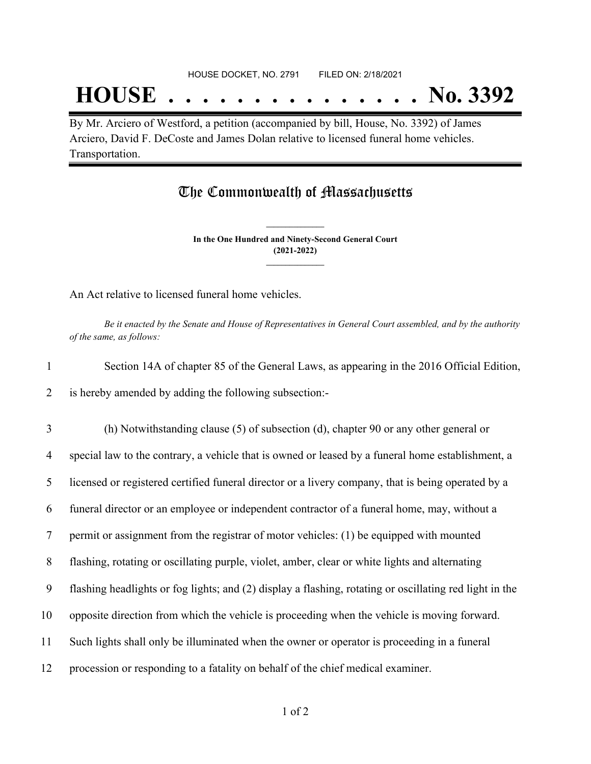HOUSE DOCKET, NO. 2791 FILED ON: 2/18/2021

# HOUSE . . . . . . . . . . . . . . . No. 3392

By Mr. Arciero of Westford, a petition (accompanied by bill, House, No. 3392) of James Arciero, David F. DeCoste and James Dolan relative to licensed funeral home vehicles. Transportation.

## The Commonwealth of Massachusetts

**In the One Hundred and Ninety-Second General Court**
**(2021-2022)**

An Act relative to licensed funeral home vehicles.

*Be it enacted by the Senate and House of Representatives in General Court assembled, and by the authority of the same, as follows:*

1 Section 14A of chapter 85 of the General Laws, as appearing in the 2016 Official Edition,
2 is hereby amended by adding the following subsection:-

3 (h) Notwithstanding clause (5) of subsection (d), chapter 90 or any other general or
4 special law to the contrary, a vehicle that is owned or leased by a funeral home establishment, a
5 licensed or registered certified funeral director or a livery company, that is being operated by a
6 funeral director or an employee or independent contractor of a funeral home, may, without a
7 permit or assignment from the registrar of motor vehicles: (1) be equipped with mounted
8 flashing, rotating or oscillating purple, violet, amber, clear or white lights and alternating
9 flashing headlights or fog lights; and (2) display a flashing, rotating or oscillating red light in the
10 opposite direction from which the vehicle is proceeding when the vehicle is moving forward.
11 Such lights shall only be illuminated when the owner or operator is proceeding in a funeral
12 procession or responding to a fatality on behalf of the chief medical examiner.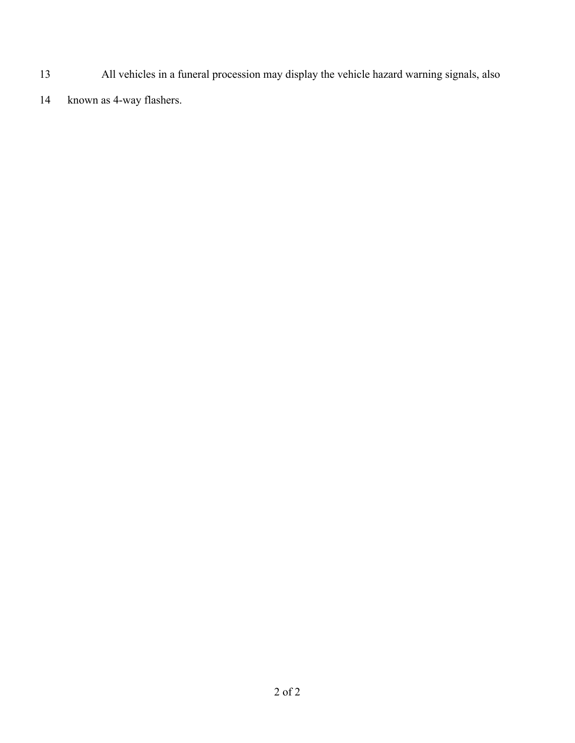All vehicles in a funeral procession may display the vehicle hazard warning signals, also known as 4-way flashers.